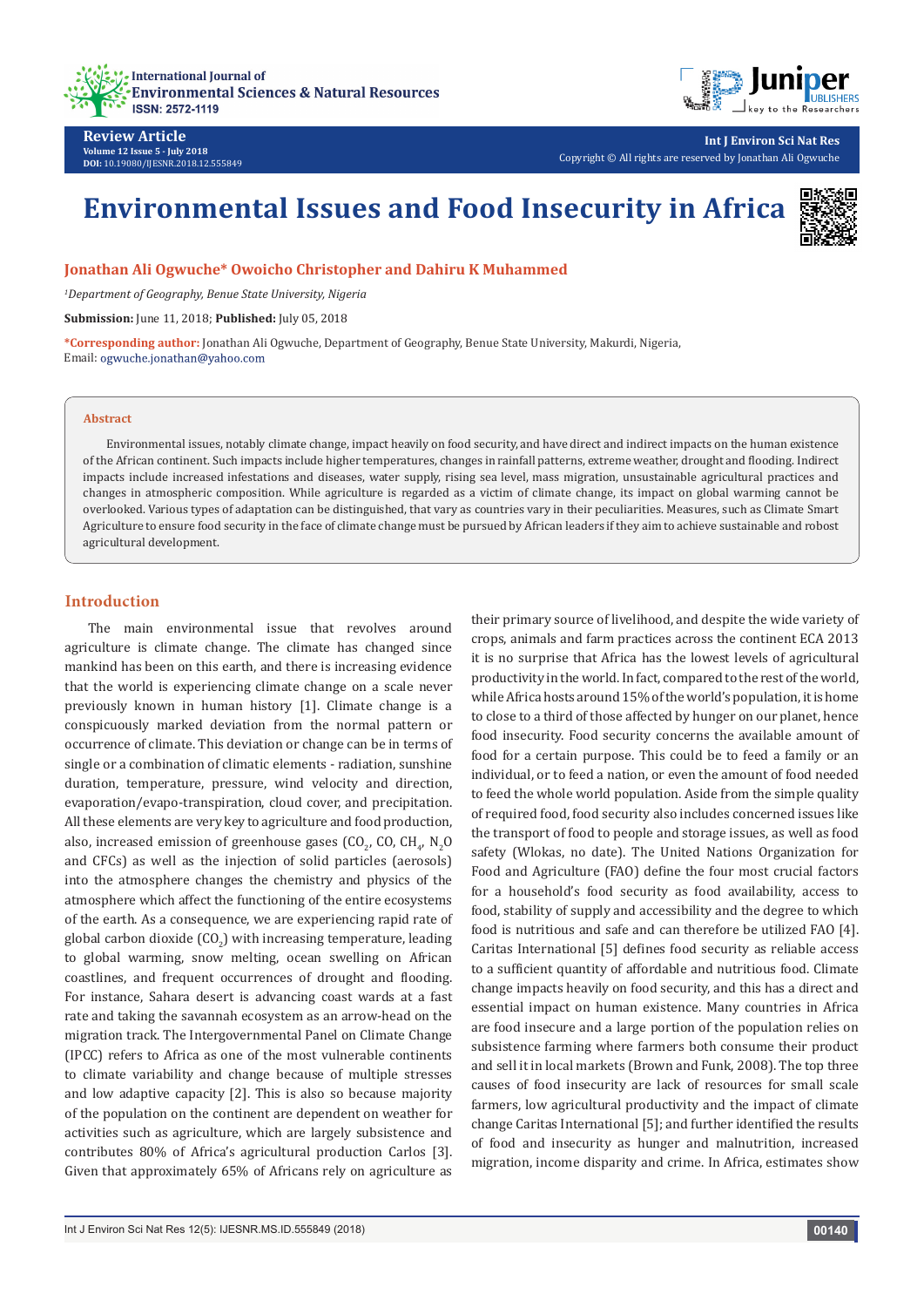Review Article

Volume 12 Issue 5 - July 2018

DOI: 10.19080/IJESNR.2018.12.555849

Copyright © All rights are reserved by Jonathan Ali Ogwuche

# Environmental Issues and Food Insecurity in Africa

**Jonathan Ali Ogwuche* Owoicho Christopher and Dahiru K Muhammed**

[1]*Department of Geography, Benue State University, Nigeria*

**Submission:** June 11, 2018; **Published:** July 05, 2018

***Corresponding author:** Jonathan Ali Ogwuche, Department of Geography, Benue State University, Makurdi, Nigeria, Email: ogwuche.jonathan@yahoo.com

## Abstract

Environmental issues, notably climate change, impact heavily on food security, and have direct and indirect impacts on the human existence of the African continent. Such impacts include higher temperatures, changes in rainfall patterns, extreme weather, drought and flooding. Indirect impacts include increased infestations and diseases, water supply, rising sea level, mass migration, unsustainable agricultural practices and changes in atmospheric composition. While agriculture is regarded as a victim of climate change, its impact on global warming cannot be overlooked. Various types of adaptation can be distinguished, that vary as countries vary in their peculiarities. Measures, such as Climate Smart Agriculture to ensure food security in the face of climate change must be pursued by African leaders if they aim to achieve sustainable and robost agricultural development.

## Introduction

The main environmental issue that revolves around agriculture is climate change. The climate has changed since mankind has been on this earth, and there is increasing evidence that the world is experiencing climate change on a scale never previously known in human history [1]. Climate change is a conspicuously marked deviation from the normal pattern or occurrence of climate. This deviation or change can be in terms of single or a combination of climatic elements - radiation, sunshine duration, temperature, pressure, wind velocity and direction, evaporation/evapo-transpiration, cloud cover, and precipitation. All these elements are very key to agriculture and food production, also, increased emission of greenhouse gases ($CO_2$, CO, $CH_4$, $N_2O$ and CFCs) as well as the injection of solid particles (aerosols) into the atmosphere changes the chemistry and physics of the atmosphere which affect the functioning of the entire ecosystems of the earth. As a consequence, we are experiencing rapid rate of global carbon dioxide ($CO_2$) with increasing temperature, leading to global warming, snow melting, ocean swelling on African coastlines, and frequent occurrences of drought and flooding. For instance, Sahara desert is advancing coast wards at a fast rate and taking the savannah ecosystem as an arrow-head on the migration track. The Intergovernmental Panel on Climate Change (IPCC) refers to Africa as one of the most vulnerable continents to climate variability and change because of multiple stresses and low adaptive capacity [2]. This is also so because majority of the population on the continent are dependent on weather for activities such as agriculture, which are largely subsistence and contributes 80% of Africa's agricultural production Carlos [3]. Given that approximately 65% of Africans rely on agriculture as their primary source of livelihood, and despite the wide variety of crops, animals and farm practices across the continent ECA 2013 it is no surprise that Africa has the lowest levels of agricultural productivity in the world. In fact, compared to the rest of the world, while Africa hosts around 15% of the world's population, it is home to close to a third of those affected by hunger on our planet, hence food insecurity. Food security concerns the available amount of food for a certain purpose. This could be to feed a family or an individual, or to feed a nation, or even the amount of food needed to feed the whole world population. Aside from the simple quality of required food, food security also includes concerned issues like the transport of food to people and storage issues, as well as food safety (Wlokas, no date). The United Nations Organization for Food and Agriculture (FAO) define the four most crucial factors for a household's food security as food availability, access to food, stability of supply and accessibility and the degree to which food is nutritious and safe and can therefore be utilized FAO [4]. Caritas International [5] defines food security as reliable access to a sufficient quantity of affordable and nutritious food. Climate change impacts heavily on food security, and this has a direct and essential impact on human existence. Many countries in Africa are food insecure and a large portion of the population relies on subsistence farming where farmers both consume their product and sell it in local markets (Brown and Funk, 2008). The top three causes of food insecurity are lack of resources for small scale farmers, low agricultural productivity and the impact of climate change Caritas International [5]; and further identified the results of food and insecurity as hunger and malnutrition, increased migration, income disparity and crime. In Africa, estimates show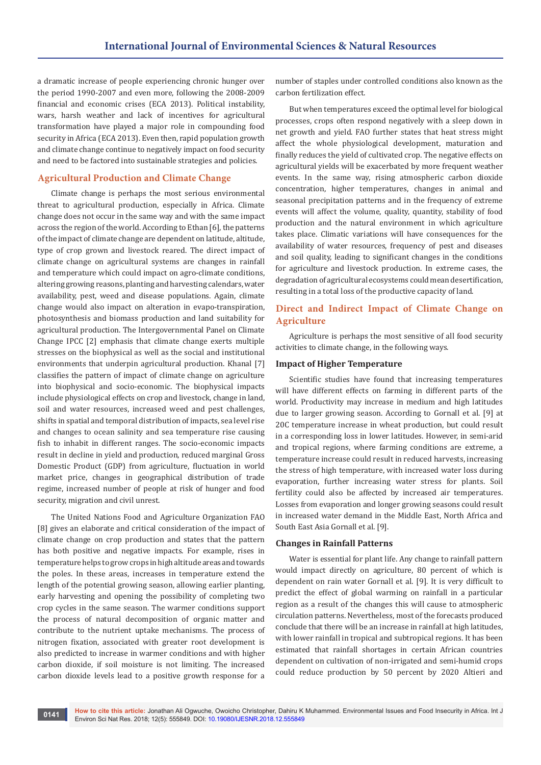a dramatic increase of people experiencing chronic hunger over the period 1990-2007 and even more, following the 2008-2009 financial and economic crises (ECA 2013). Political instability, wars, harsh weather and lack of incentives for agricultural transformation have played a major role in compounding food security in Africa (ECA 2013). Even then, rapid population growth and climate change continue to negatively impact on food security and need to be factored into sustainable strategies and policies.

## Agricultural Production and Climate Change

Climate change is perhaps the most serious environmental threat to agricultural production, especially in Africa. Climate change does not occur in the same way and with the same impact across the region of the world. According to Ethan [6], the patterns of the impact of climate change are dependent on latitude, altitude, type of crop grown and livestock reared. The direct impact of climate change on agricultural systems are changes in rainfall and temperature which could impact on agro-climate conditions, altering growing reasons, planting and harvesting calendars, water availability, pest, weed and disease populations. Again, climate change would also impact on alteration in evapo-transpiration, photosynthesis and biomass production and land suitability for agricultural production. The Intergovernmental Panel on Climate Change IPCC [2] emphasis that climate change exerts multiple stresses on the biophysical as well as the social and institutional environments that underpin agricultural production. Khanal [7] classifies the pattern of impact of climate change on agriculture into biophysical and socio-economic. The biophysical impacts include physiological effects on crop and livestock, change in land, soil and water resources, increased weed and pest challenges, shifts in spatial and temporal distribution of impacts, sea level rise and changes to ocean salinity and sea temperature rise causing fish to inhabit in different ranges. The socio-economic impacts result in decline in yield and production, reduced marginal Gross Domestic Product (GDP) from agriculture, fluctuation in world market price, changes in geographical distribution of trade regime, increased number of people at risk of hunger and food security, migration and civil unrest.

The United Nations Food and Agriculture Organization FAO [8] gives an elaborate and critical consideration of the impact of climate change on crop production and states that the pattern has both positive and negative impacts. For example, rises in temperature helps to grow crops in high altitude areas and towards the poles. In these areas, increases in temperature extend the length of the potential growing season, allowing earlier planting, early harvesting and opening the possibility of completing two crop cycles in the same season. The warmer conditions support the process of natural decomposition of organic matter and contribute to the nutrient uptake mechanisms. The process of nitrogen fixation, associated with greater root development is also predicted to increase in warmer conditions and with higher carbon dioxide, if soil moisture is not limiting. The increased carbon dioxide levels lead to a positive growth response for a number of staples under controlled conditions also known as the carbon fertilization effect.

But when temperatures exceed the optimal level for biological processes, crops often respond negatively with a sleep down in net growth and yield. FAO further states that heat stress might affect the whole physiological development, maturation and finally reduces the yield of cultivated crop. The negative effects on agricultural yields will be exacerbated by more frequent weather events. In the same way, rising atmospheric carbon dioxide concentration, higher temperatures, changes in animal and seasonal precipitation patterns and in the frequency of extreme events will affect the volume, quality, quantity, stability of food production and the natural environment in which agriculture takes place. Climatic variations will have consequences for the availability of water resources, frequency of pest and diseases and soil quality, leading to significant changes in the conditions for agriculture and livestock production. In extreme cases, the degradation of agricultural ecosystems could mean desertification, resulting in a total loss of the productive capacity of land.

## Direct and Indirect Impact of Climate Change on Agriculture

Agriculture is perhaps the most sensitive of all food security activities to climate change, in the following ways.

### Impact of Higher Temperature

Scientific studies have found that increasing temperatures will have different effects on farming in different parts of the world. Productivity may increase in medium and high latitudes due to larger growing season. According to Gornall et al. [9] at 20C temperature increase in wheat production, but could result in a corresponding loss in lower latitudes. However, in semi-arid and tropical regions, where farming conditions are extreme, a temperature increase could result in reduced harvests, increasing the stress of high temperature, with increased water loss during evaporation, further increasing water stress for plants. Soil fertility could also be affected by increased air temperatures. Losses from evaporation and longer growing seasons could result in increased water demand in the Middle East, North Africa and South East Asia Gornall et al. [9].

### Changes in Rainfall Patterns

Water is essential for plant life. Any change to rainfall pattern would impact directly on agriculture, 80 percent of which is dependent on rain water Gornall et al. [9]. It is very difficult to predict the effect of global warming on rainfall in a particular region as a result of the changes this will cause to atmospheric circulation patterns. Nevertheless, most of the forecasts produced conclude that there will be an increase in rainfall at high latitudes, with lower rainfall in tropical and subtropical regions. It has been estimated that rainfall shortages in certain African countries dependent on cultivation of non-irrigated and semi-humid crops could reduce production by 50 percent by 2020 Altieri and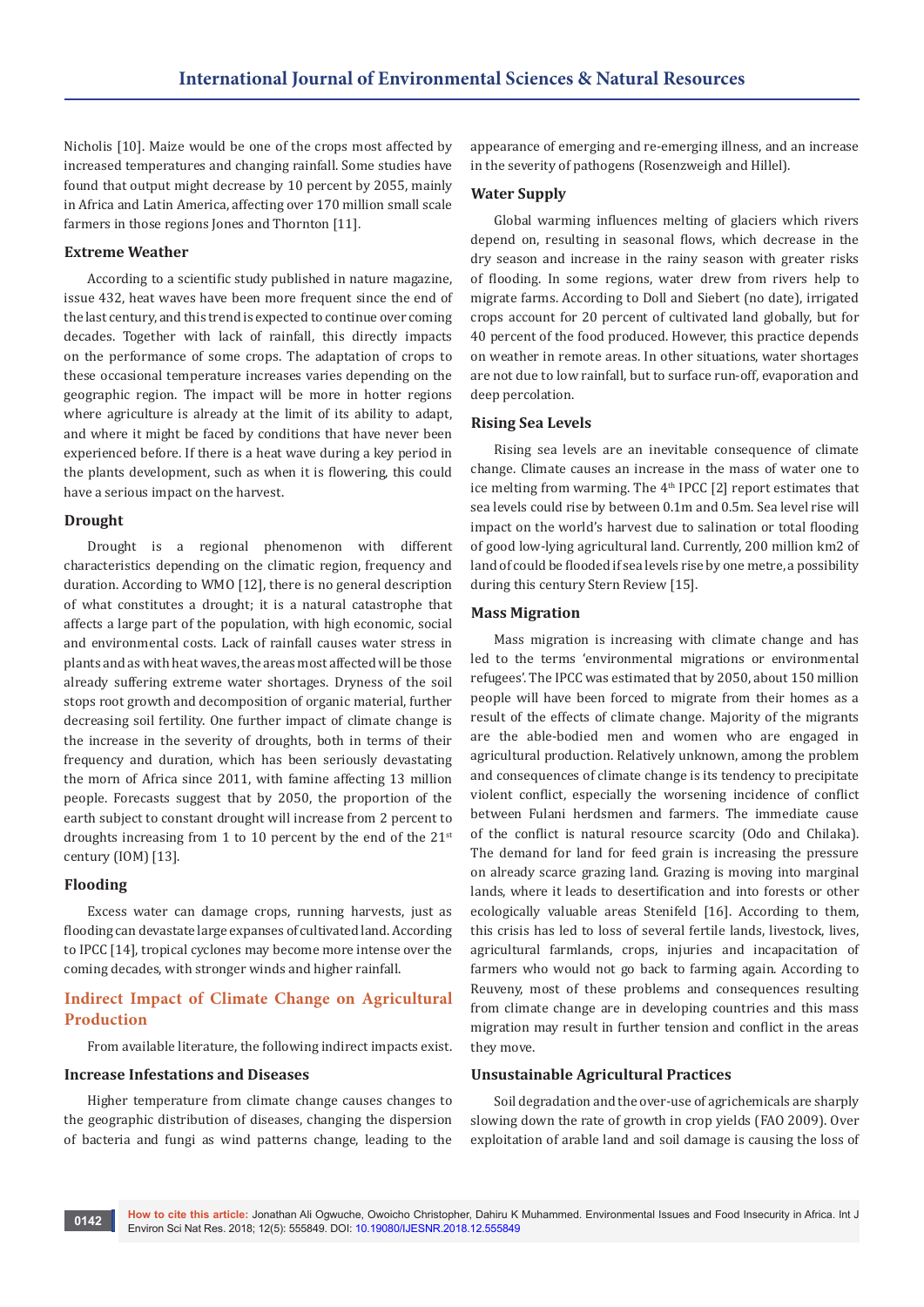Nicholis [10]. Maize would be one of the crops most affected by increased temperatures and changing rainfall. Some studies have found that output might decrease by 10 percent by 2055, mainly in Africa and Latin America, affecting over 170 million small scale farmers in those regions Jones and Thornton [11].

### Extreme Weather

According to a scientific study published in nature magazine, issue 432, heat waves have been more frequent since the end of the last century, and this trend is expected to continue over coming decades. Together with lack of rainfall, this directly impacts on the performance of some crops. The adaptation of crops to these occasional temperature increases varies depending on the geographic region. The impact will be more in hotter regions where agriculture is already at the limit of its ability to adapt, and where it might be faced by conditions that have never been experienced before. If there is a heat wave during a key period in the plants development, such as when it is flowering, this could have a serious impact on the harvest.

### Drought

Drought is a regional phenomenon with different characteristics depending on the climatic region, frequency and duration. According to WMO [12], there is no general description of what constitutes a drought; it is a natural catastrophe that affects a large part of the population, with high economic, social and environmental costs. Lack of rainfall causes water stress in plants and as with heat waves, the areas most affected will be those already suffering extreme water shortages. Dryness of the soil stops root growth and decomposition of organic material, further decreasing soil fertility. One further impact of climate change is the increase in the severity of droughts, both in terms of their frequency and duration, which has been seriously devastating the morn of Africa since 2011, with famine affecting 13 million people. Forecasts suggest that by 2050, the proportion of the earth subject to constant drought will increase from 2 percent to droughts increasing from 1 to 10 percent by the end of the 21st century (IOM) [13].

### Flooding

Excess water can damage crops, running harvests, just as flooding can devastate large expanses of cultivated land. According to IPCC [14], tropical cyclones may become more intense over the coming decades, with stronger winds and higher rainfall.

## Indirect Impact of Climate Change on Agricultural Production

From available literature, the following indirect impacts exist.

### Increase Infestations and Diseases

Higher temperature from climate change causes changes to the geographic distribution of diseases, changing the dispersion of bacteria and fungi as wind patterns change, leading to the appearance of emerging and re-emerging illness, and an increase in the severity of pathogens (Rosenzweigh and Hillel).

### Water Supply

Global warming influences melting of glaciers which rivers depend on, resulting in seasonal flows, which decrease in the dry season and increase in the rainy season with greater risks of flooding. In some regions, water drew from rivers help to migrate farms. According to Doll and Siebert (no date), irrigated crops account for 20 percent of cultivated land globally, but for 40 percent of the food produced. However, this practice depends on weather in remote areas. In other situations, water shortages are not due to low rainfall, but to surface run-off, evaporation and deep percolation.

### Rising Sea Levels

Rising sea levels are an inevitable consequence of climate change. Climate causes an increase in the mass of water one to ice melting from warming. The 4th IPCC [2] report estimates that sea levels could rise by between 0.1m and 0.5m. Sea level rise will impact on the world's harvest due to salination or total flooding of good low-lying agricultural land. Currently, 200 million km2 of land of could be flooded if sea levels rise by one metre, a possibility during this century Stern Review [15].

### Mass Migration

Mass migration is increasing with climate change and has led to the terms 'environmental migrations or environmental refugees'. The IPCC was estimated that by 2050, about 150 million people will have been forced to migrate from their homes as a result of the effects of climate change. Majority of the migrants are the able-bodied men and women who are engaged in agricultural production. Relatively unknown, among the problem and consequences of climate change is its tendency to precipitate violent conflict, especially the worsening incidence of conflict between Fulani herdsmen and farmers. The immediate cause of the conflict is natural resource scarcity (Odo and Chilaka). The demand for land for feed grain is increasing the pressure on already scarce grazing land. Grazing is moving into marginal lands, where it leads to desertification and into forests or other ecologically valuable areas Stenifeld [16]. According to them, this crisis has led to loss of several fertile lands, livestock, lives, agricultural farmlands, crops, injuries and incapacitation of farmers who would not go back to farming again. According to Reuveny, most of these problems and consequences resulting from climate change are in developing countries and this mass migration may result in further tension and conflict in the areas they move.

### Unsustainable Agricultural Practices

Soil degradation and the over-use of agrichemicals are sharply slowing down the rate of growth in crop yields (FAO 2009). Over exploitation of arable land and soil damage is causing the loss of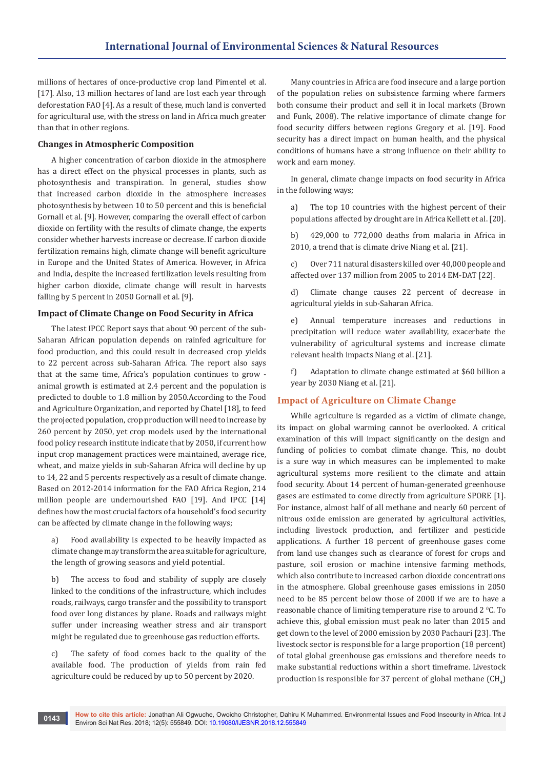millions of hectares of once-productive crop land Pimentel et al. [17]. Also, 13 million hectares of land are lost each year through deforestation FAO [4]. As a result of these, much land is converted for agricultural use, with the stress on land in Africa much greater than that in other regions.

### Changes in Atmospheric Composition

A higher concentration of carbon dioxide in the atmosphere has a direct effect on the physical processes in plants, such as photosynthesis and transpiration. In general, studies show that increased carbon dioxide in the atmosphere increases photosynthesis by between 10 to 50 percent and this is beneficial Gornall et al. [9]. However, comparing the overall effect of carbon dioxide on fertility with the results of climate change, the experts consider whether harvests increase or decrease. If carbon dioxide fertilization remains high, climate change will benefit agriculture in Europe and the United States of America. However, in Africa and India, despite the increased fertilization levels resulting from higher carbon dioxide, climate change will result in harvests falling by 5 percent in 2050 Gornall et al. [9].

### Impact of Climate Change on Food Security in Africa

The latest IPCC Report says that about 90 percent of the sub-Saharan African population depends on rainfed agriculture for food production, and this could result in decreased crop yields to 22 percent across sub-Saharan Africa. The report also says that at the same time, Africa's population continues to grow - animal growth is estimated at 2.4 percent and the population is predicted to double to 1.8 million by 2050.According to the Food and Agriculture Organization, and reported by Chatel [18], to feed the projected population, crop production will need to increase by 260 percent by 2050, yet crop models used by the international food policy research institute indicate that by 2050, if current how input crop management practices were maintained, average rice, wheat, and maize yields in sub-Saharan Africa will decline by up to 14, 22 and 5 percents respectively as a result of climate change. Based on 2012-2014 information for the FAO Africa Region, 214 million people are undernourished FAO [19]. And IPCC [14] defines how the most crucial factors of a household's food security can be affected by climate change in the following ways;

a) Food availability is expected to be heavily impacted as climate change may transform the area suitable for agriculture, the length of growing seasons and yield potential.

b) The access to food and stability of supply are closely linked to the conditions of the infrastructure, which includes roads, railways, cargo transfer and the possibility to transport food over long distances by plane. Roads and railways might suffer under increasing weather stress and air transport might be regulated due to greenhouse gas reduction efforts.

c) The safety of food comes back to the quality of the available food. The production of yields from rain fed agriculture could be reduced by up to 50 percent by 2020.

Many countries in Africa are food insecure and a large portion of the population relies on subsistence farming where farmers both consume their product and sell it in local markets (Brown and Funk, 2008). The relative importance of climate change for food security differs between regions Gregory et al. [19]. Food security has a direct impact on human health, and the physical conditions of humans have a strong influence on their ability to work and earn money.

In general, climate change impacts on food security in Africa in the following ways;

a) The top 10 countries with the highest percent of their populations affected by drought are in Africa Kellett et al. [20].

b) 429,000 to 772,000 deaths from malaria in Africa in 2010, a trend that is climate drive Niang et al. [21].

c) Over 711 natural disasters killed over 40,000 people and affected over 137 million from 2005 to 2014 EM-DAT [22].

d) Climate change causes 22 percent of decrease in agricultural yields in sub-Saharan Africa.

e) Annual temperature increases and reductions in precipitation will reduce water availability, exacerbate the vulnerability of agricultural systems and increase climate relevant health impacts Niang et al. [21].

f) Adaptation to climate change estimated at $60 billion a year by 2030 Niang et al. [21].

## Impact of Agriculture on Climate Change

While agriculture is regarded as a victim of climate change, its impact on global warming cannot be overlooked. A critical examination of this will impact significantly on the design and funding of policies to combat climate change. This, no doubt is a sure way in which measures can be implemented to make agricultural systems more resilient to the climate and attain food security. About 14 percent of human-generated greenhouse gases are estimated to come directly from agriculture SPORE [1]. For instance, almost half of all methane and nearly 60 percent of nitrous oxide emission are generated by agricultural activities, including livestock production, and fertilizer and pesticide applications. A further 18 percent of greenhouse gases come from land use changes such as clearance of forest for crops and pasture, soil erosion or machine intensive farming methods, which also contribute to increased carbon dioxide concentrations in the atmosphere. Global greenhouse gases emissions in 2050 need to be 85 percent below those of 2000 if we are to have a reasonable chance of limiting temperature rise to around 2 $^{0}$C. To achieve this, global emission must peak no later than 2015 and get down to the level of 2000 emission by 2030 Pachauri [23]. The livestock sector is responsible for a large proportion (18 percent) of total global greenhouse gas emissions and therefore needs to make substantial reductions within a short timeframe. Livestock production is responsible for 37 percent of global methane ($CH_4$)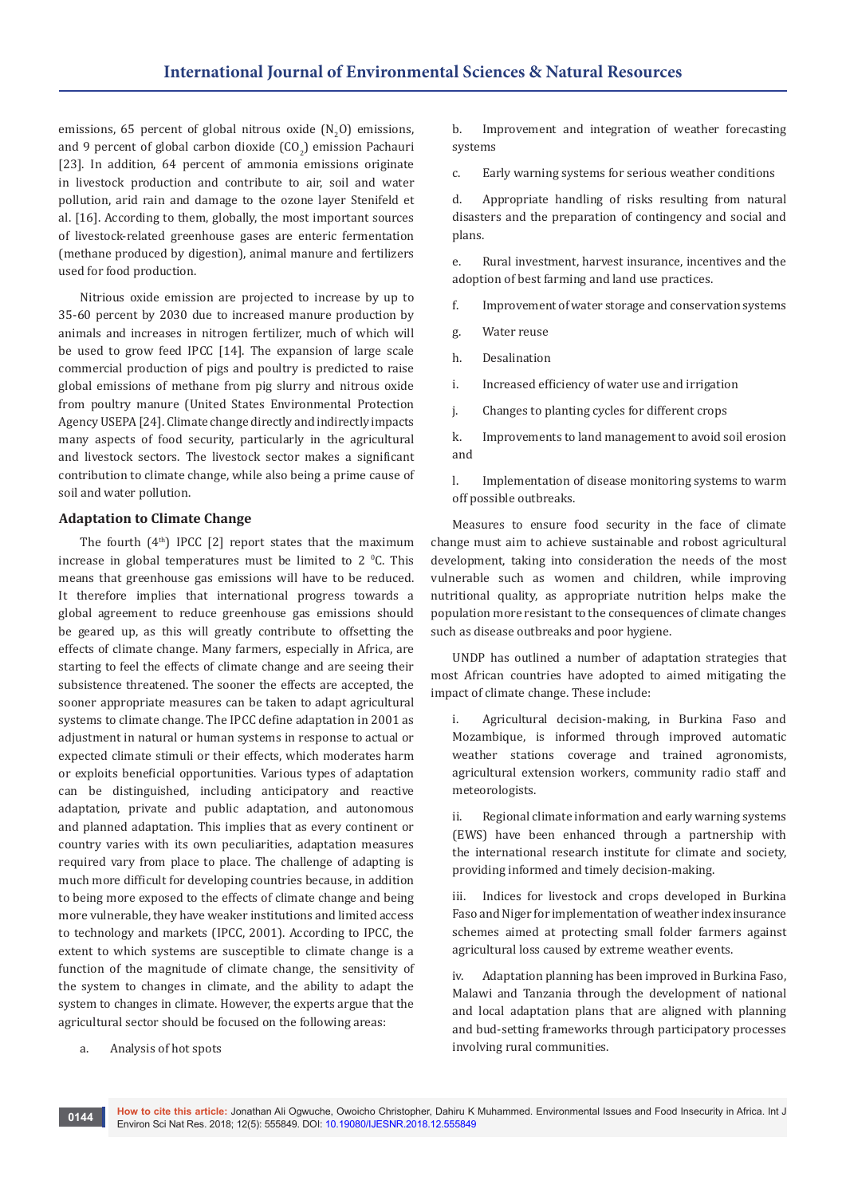emissions, 65 percent of global nitrous oxide ($N_2O$) emissions, and 9 percent of global carbon dioxide ($CO_2$) emission Pachauri [23]. In addition, 64 percent of ammonia emissions originate in livestock production and contribute to air, soil and water pollution, arid rain and damage to the ozone layer Stenifeld et al. [16]. According to them, globally, the most important sources of livestock-related greenhouse gases are enteric fermentation (methane produced by digestion), animal manure and fertilizers used for food production.

Nitrious oxide emission are projected to increase by up to 35-60 percent by 2030 due to increased manure production by animals and increases in nitrogen fertilizer, much of which will be used to grow feed IPCC [14]. The expansion of large scale commercial production of pigs and poultry is predicted to raise global emissions of methane from pig slurry and nitrous oxide from poultry manure (United States Environmental Protection Agency USEPA [24]. Climate change directly and indirectly impacts many aspects of food security, particularly in the agricultural and livestock sectors. The livestock sector makes a significant contribution to climate change, while also being a prime cause of soil and water pollution.

## Adaptation to Climate Change

The fourth (4th) IPCC [2] report states that the maximum increase in global temperatures must be limited to 2 $^0$C. This means that greenhouse gas emissions will have to be reduced. It therefore implies that international progress towards a global agreement to reduce greenhouse gas emissions should be geared up, as this will greatly contribute to offsetting the effects of climate change. Many farmers, especially in Africa, are starting to feel the effects of climate change and are seeing their subsistence threatened. The sooner the effects are accepted, the sooner appropriate measures can be taken to adapt agricultural systems to climate change. The IPCC define adaptation in 2001 as adjustment in natural or human systems in response to actual or expected climate stimuli or their effects, which moderates harm or exploits beneficial opportunities. Various types of adaptation can be distinguished, including anticipatory and reactive adaptation, private and public adaptation, and autonomous and planned adaptation. This implies that as every continent or country varies with its own peculiarities, adaptation measures required vary from place to place. The challenge of adapting is much more difficult for developing countries because, in addition to being more exposed to the effects of climate change and being more vulnerable, they have weaker institutions and limited access to technology and markets (IPCC, 2001). According to IPCC, the extent to which systems are susceptible to climate change is a function of the magnitude of climate change, the sensitivity of the system to changes in climate, and the ability to adapt the system to changes in climate. However, the experts argue that the agricultural sector should be focused on the following areas:

a. Analysis of hot spots

b. Improvement and integration of weather forecasting systems

c. Early warning systems for serious weather conditions

d. Appropriate handling of risks resulting from natural disasters and the preparation of contingency and social and plans.

e. Rural investment, harvest insurance, incentives and the adoption of best farming and land use practices.

f. Improvement of water storage and conservation systems

g. Water reuse

h. Desalination

i. Increased efficiency of water use and irrigation

j. Changes to planting cycles for different crops

k. Improvements to land management to avoid soil erosion and

l. Implementation of disease monitoring systems to warm off possible outbreaks.

Measures to ensure food security in the face of climate change must aim to achieve sustainable and robust agricultural development, taking into consideration the needs of the most vulnerable such as women and children, while improving nutritional quality, as appropriate nutrition helps make the population more resistant to the consequences of climate changes such as disease outbreaks and poor hygiene.

UNDP has outlined a number of adaptation strategies that most African countries have adopted to aimed mitigating the impact of climate change. These include:

i. Agricultural decision-making, in Burkina Faso and Mozambique, is informed through improved automatic weather stations coverage and trained agronomists, agricultural extension workers, community radio staff and meteorologists.

ii. Regional climate information and early warning systems (EWS) have been enhanced through a partnership with the international research institute for climate and society, providing informed and timely decision-making.

iii. Indices for livestock and crops developed in Burkina Faso and Niger for implementation of weather index insurance schemes aimed at protecting small folder farmers against agricultural loss caused by extreme weather events.

iv. Adaptation planning has been improved in Burkina Faso, Malawi and Tanzania through the development of national and local adaptation plans that are aligned with planning and bud-setting frameworks through participatory processes involving rural communities.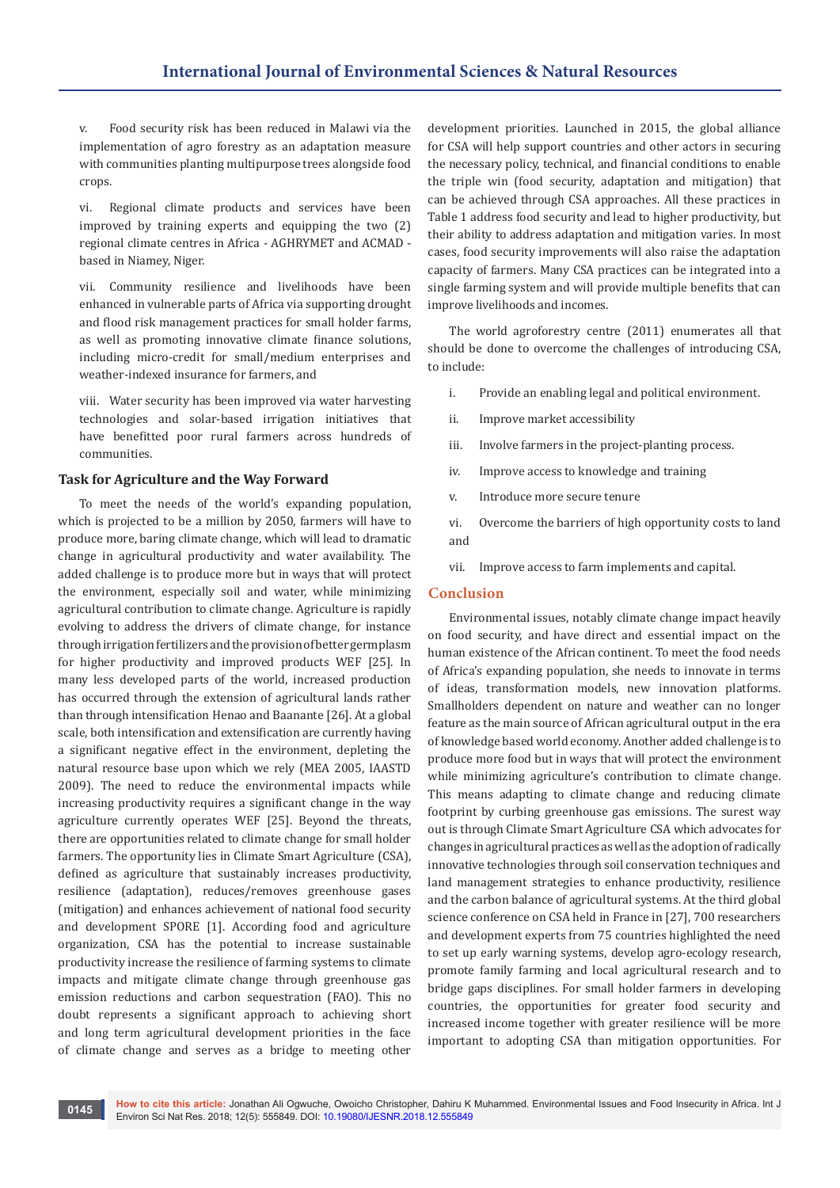v. Food security risk has been reduced in Malawi via the implementation of agro forestry as an adaptation measure with communities planting multipurpose trees alongside food crops.

vi. Regional climate products and services have been improved by training experts and equipping the two (2) regional climate centres in Africa - AGHRYMET and ACMAD - based in Niamey, Niger.

vii. Community resilience and livelihoods have been enhanced in vulnerable parts of Africa via supporting drought and flood risk management practices for small holder farms, as well as promoting innovative climate finance solutions, including micro-credit for small/medium enterprises and weather-indexed insurance for farmers, and

viii. Water security has been improved via water harvesting technologies and solar-based irrigation initiatives that have benefitted poor rural farmers across hundreds of communities.

### Task for Agriculture and the Way Forward

To meet the needs of the world's expanding population, which is projected to be a million by 2050, farmers will have to produce more, baring climate change, which will lead to dramatic change in agricultural productivity and water availability. The added challenge is to produce more but in ways that will protect the environment, especially soil and water, while minimizing agricultural contribution to climate change. Agriculture is rapidly evolving to address the drivers of climate change, for instance through irrigation fertilizers and the provision of better germplasm for higher productivity and improved products WEF [25]. In many less developed parts of the world, increased production has occurred through the extension of agricultural lands rather than through intensification Henao and Baanante [26]. At a global scale, both intensification and extensification are currently having a significant negative effect in the environment, depleting the natural resource base upon which we rely (MEA 2005, IAASTD 2009). The need to reduce the environmental impacts while increasing productivity requires a significant change in the way agriculture currently operates WEF [25]. Beyond the threats, there are opportunities related to climate change for small holder farmers. The opportunity lies in Climate Smart Agriculture (CSA), defined as agriculture that sustainably increases productivity, resilience (adaptation), reduces/removes greenhouse gases (mitigation) and enhances achievement of national food security and development SPORE [1]. According food and agriculture organization, CSA has the potential to increase sustainable productivity increase the resilience of farming systems to climate impacts and mitigate climate change through greenhouse gas emission reductions and carbon sequestration (FAO). This no doubt represents a significant approach to achieving short and long term agricultural development priorities in the face of climate change and serves as a bridge to meeting other development priorities. Launched in 2015, the global alliance for CSA will help support countries and other actors in securing the necessary policy, technical, and financial conditions to enable the triple win (food security, adaptation and mitigation) that can be achieved through CSA approaches. All these practices in Table 1 address food security and lead to higher productivity, but their ability to address adaptation and mitigation varies. In most cases, food security improvements will also raise the adaptation capacity of farmers. Many CSA practices can be integrated into a single farming system and will provide multiple benefits that can improve livelihoods and incomes.

The world agroforestry centre (2011) enumerates all that should be done to overcome the challenges of introducing CSA, to include:

i. Provide an enabling legal and political environment.

ii. Improve market accessibility

iii. Involve farmers in the project-planting process.

iv. Improve access to knowledge and training

v. Introduce more secure tenure

vi. Overcome the barriers of high opportunity costs to land and

vii. Improve access to farm implements and capital.

## Conclusion

Environmental issues, notably climate change impact heavily on food security, and have direct and essential impact on the human existence of the African continent. To meet the food needs of Africa's expanding population, she needs to innovate in terms of ideas, transformation models, new innovation platforms. Smallholders dependent on nature and weather can no longer feature as the main source of African agricultural output in the era of knowledge based world economy. Another added challenge is to produce more food but in ways that will protect the environment while minimizing agriculture's contribution to climate change. This means adapting to climate change and reducing climate footprint by curbing greenhouse gas emissions. The surest way out is through Climate Smart Agriculture CSA which advocates for changes in agricultural practices as well as the adoption of radically innovative technologies through soil conservation techniques and land management strategies to enhance productivity, resilience and the carbon balance of agricultural systems. At the third global science conference on CSA held in France in [27], 700 researchers and development experts from 75 countries highlighted the need to set up early warning systems, develop agro-ecology research, promote family farming and local agricultural research and to bridge gaps disciplines. For small holder farmers in developing countries, the opportunities for greater food security and increased income together with greater resilience will be more important to adopting CSA than mitigation opportunities. For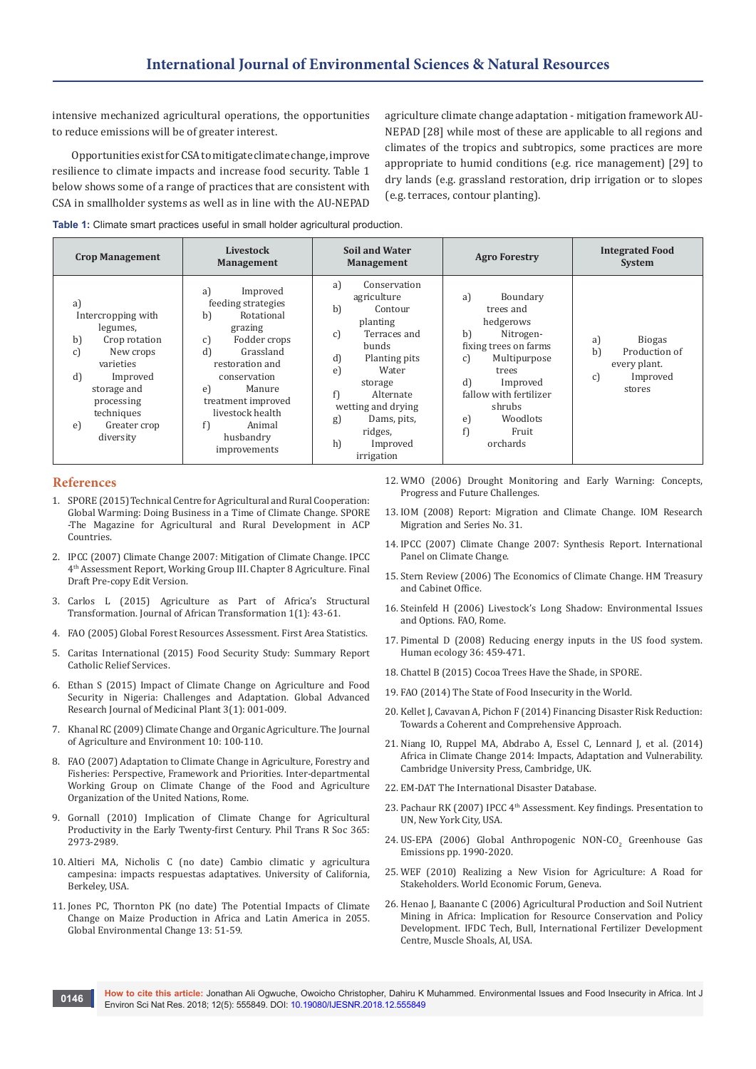intensive mechanized agricultural operations, the opportunities to reduce emissions will be of greater interest.

Opportunities exist for CSA to mitigate climate change, improve resilience to climate impacts and increase food security. Table 1 below shows some of a range of practices that are consistent with CSA in smallholder systems as well as in line with the AU-NEPAD agriculture climate change adaptation - mitigation framework AU-NEPAD [28] while most of these are applicable to all regions and climates of the tropics and subtropics, some practices are more appropriate to humid conditions (e.g. rice management) [29] to dry lands (e.g. grassland restoration, drip irrigation or to slopes (e.g. terraces, contour planting).

**Table 1:** Climate smart practices useful in small holder agricultural production.

| Crop Management | Livestock Management | Soil and Water Management | Agro Forestry | Integrated Food System |
|---|---|---|---|---|
| a) Intercropping with legumes, b) Crop rotation c) New crops varieties d) Improved storage and processing techniques e) Greater crop diversity | a) Improved feeding strategies b) Rotational grazing c) Fodder crops d) Grassland restoration and conservation e) Manure treatment improved livestock health f) Animal husbandry improvements | a) Conservation agriculture b) Contour planting c) Terraces and bunds d) Planting pits e) Water storage f) Alternate wetting and drying g) Dams, pits, ridges, h) Improved irrigation | a) Boundary trees and hedgerows b) Nitrogen-fixing trees on farms c) Multipurpose trees d) Improved fallow with fertilizer shrubs e) Woodlots f) Fruit orchards | a) Biogas b) Production of every plant. c) Improved stores |

## References

1. SPORE (2015) Technical Centre for Agricultural and Rural Cooperation: Global Warming: Doing Business in a Time of Climate Change. SPORE -The Magazine for Agricultural and Rural Development in ACP Countries.
2. IPCC (2007) Climate Change 2007: Mitigation of Climate Change. IPCC 4th Assessment Report, Working Group III. Chapter 8 Agriculture. Final Draft Pre-copy Edit Version.
3. Carlos L (2015) Agriculture as Part of Africa's Structural Transformation. Journal of African Transformation 1(1): 43-61.
4. FAO (2005) Global Forest Resources Assessment. First Area Statistics.
5. Caritas International (2015) Food Security Study: Summary Report Catholic Relief Services.
6. Ethan S (2015) Impact of Climate Change on Agriculture and Food Security in Nigeria: Challenges and Adaptation. Global Advanced Research Journal of Medicinal Plant 3(1): 001-009.
7. Khanal RC (2009) Climate Change and Organic Agriculture. The Journal of Agriculture and Environment 10: 100-110.
8. FAO (2007) Adaptation to Climate Change in Agriculture, Forestry and Fisheries: Perspective, Framework and Priorities. Inter-departmental Working Group on Climate Change of the Food and Agriculture Organization of the United Nations, Rome.
9. Gornall (2010) Implication of Climate Change for Agricultural Productivity in the Early Twenty-first Century. Phil Trans R Soc 365: 2973-2989.
10. Altieri MA, Nicholis C (no date) Cambio climatic y agricultura campesina: impacts respuestas adaptatives. University of California, Berkeley, USA.
11. Jones PC, Thornton PK (no date) The Potential Impacts of Climate Change on Maize Production in Africa and Latin America in 2055. Global Environmental Change 13: 51-59.
12. WMO (2006) Drought Monitoring and Early Warning: Concepts, Progress and Future Challenges.
13. IOM (2008) Report: Migration and Climate Change. IOM Research Migration and Series No. 31.
14. IPCC (2007) Climate Change 2007: Synthesis Report. International Panel on Climate Change.
15. Stern Review (2006) The Economics of Climate Change. HM Treasury and Cabinet Office.
16. Steinfeld H (2006) Livestock's Long Shadow: Environmental Issues and Options. FAO, Rome.
17. Pimental D (2008) Reducing energy inputs in the US food system. Human ecology 36: 459-471.
18. Chattel B (2015) Cocoa Trees Have the Shade, in SPORE.
19. FAO (2014) The State of Food Insecurity in the World.
20. Kellet J, Cavavan A, Pichon F (2014) Financing Disaster Risk Reduction: Towards a Coherent and Comprehensive Approach.
21. Niang IO, Ruppel MA, Abdrabo A, Essel C, Lennard J, et al. (2014) Africa in Climate Change 2014: Impacts, Adaptation and Vulnerability. Cambridge University Press, Cambridge, UK.
22. EM-DAT The International Disaster Database.
23. Pachaur RK (2007) IPCC 4th Assessment. Key findings. Presentation to UN, New York City, USA.
24. US-EPA (2006) Global Anthropogenic NON-$CO_2$ Greenhouse Gas Emissions pp. 1990-2020.
25. WEF (2010) Realizing a New Vision for Agriculture: A Road for Stakeholders. World Economic Forum, Geneva.
26. Henao J, Baanante C (2006) Agricultural Production and Soil Nutrient Mining in Africa: Implication for Resource Conservation and Policy Development. IFDC Tech, Bull, International Fertilizer Development Centre, Muscle Shoals, AI, USA.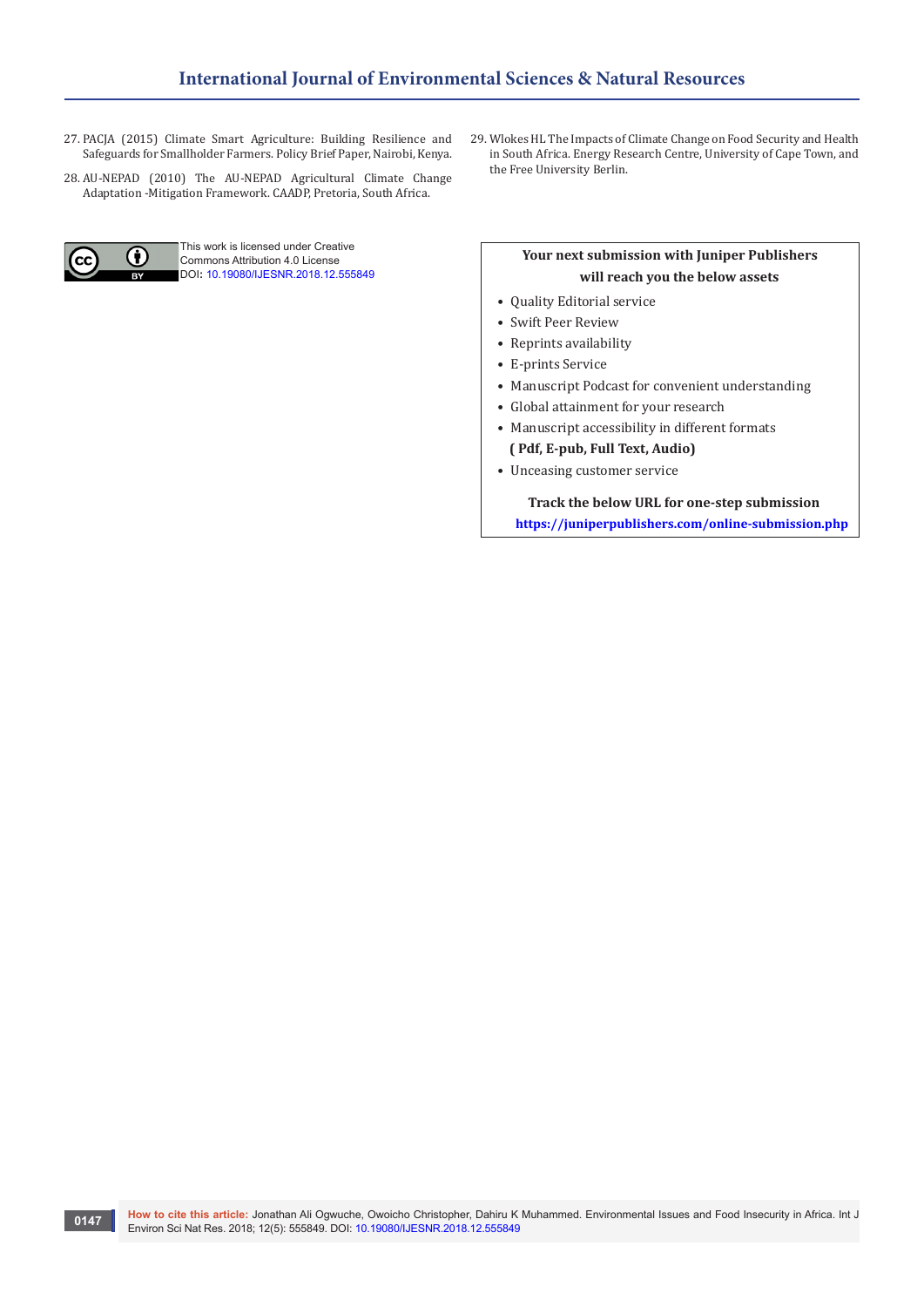27. PACJA (2015) Climate Smart Agriculture: Building Resilience and Safeguards for Smallholder Farmers. Policy Brief Paper, Nairobi, Kenya.
28. AU-NEPAD (2010) The AU-NEPAD Agricultural Climate Change Adaptation -Mitigation Framework. CAADP, Pretoria, South Africa.
29. Wlokes HL The Impacts of Climate Change on Food Security and Health in South Africa. Energy Research Centre, University of Cape Town, and the Free University Berlin.

This work is licensed under Creative Commons Attribution 4.0 License
DOI: 10.19080/IJESNR.2018.12.555849

**Your next submission with Juniper Publishers will reach you the below assets**

- Quality Editorial service
- Swift Peer Review
- Reprints availability
- E-prints Service
- Manuscript Podcast for convenient understanding
- Global attainment for your research
- Manuscript accessibility in different formats **( Pdf, E-pub, Full Text, Audio)**
- Unceasing customer service

**Track the below URL for one-step submission**
**https://juniperpublishers.com/online-submission.php**

**How to cite this article:** Jonathan Ali Ogwuche, Owoicho Christopher, Dahiru K Muhammed. Environmental Issues and Food Insecurity in Africa. Int J Environ Sci Nat Res. 2018; 12(5): 555849. DOI: 10.19080/IJESNR.2018.12.555849